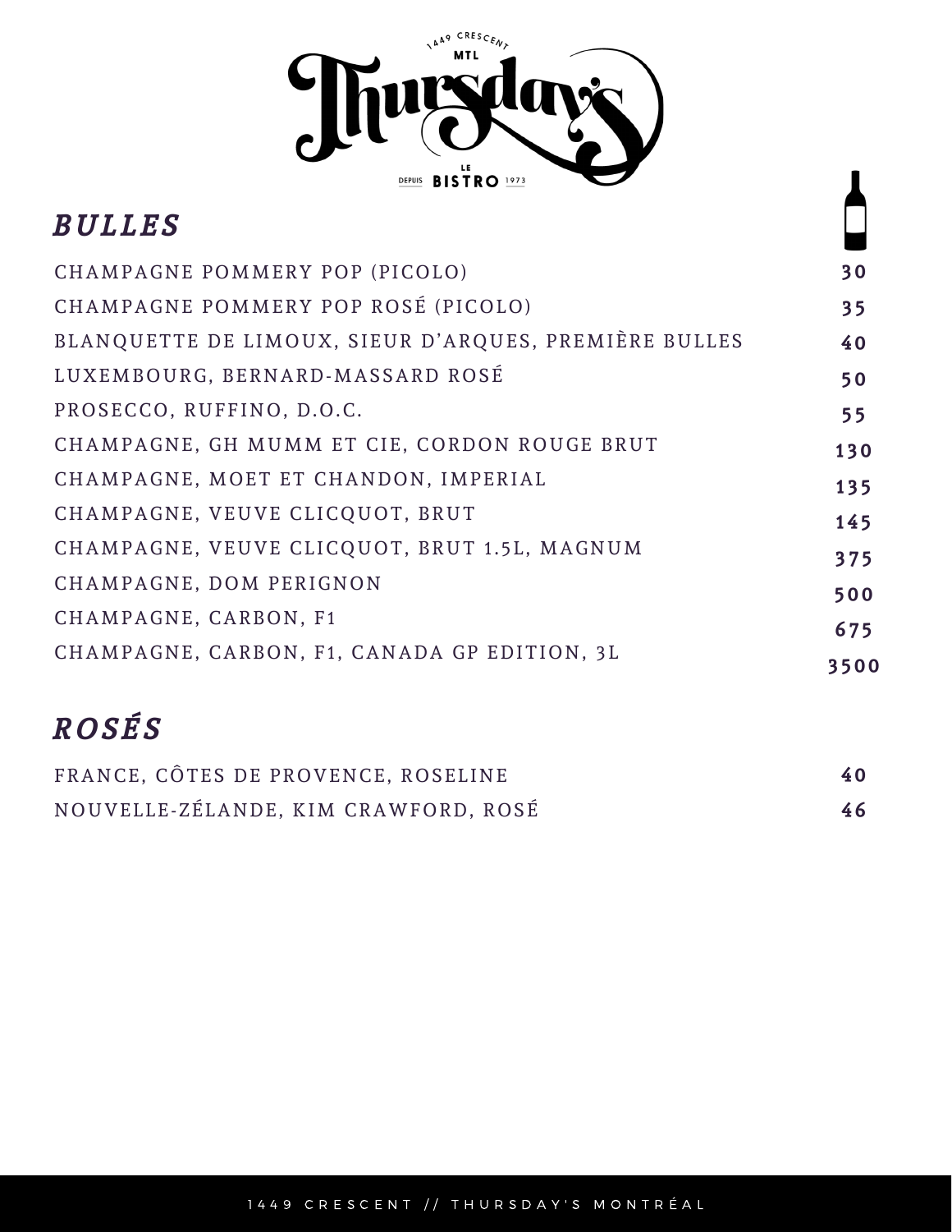# Thursday's

1449 Crescent MTL

Le Bistro — Depuis 1973

## *BULLES*

| | |
|---|---|
| CHAMPAGNE POMMERY POP (PICOLO) | 30 |
| CHAMPAGNE POMMERY POP ROSÉ (PICOLO) | 35 |
| BLANQUETTE DE LIMOUX, SIEUR D'ARQUES, PREMIÈRE BULLES | 40 |
| LUXEMBOURG, BERNARD-MASSARD ROSÉ | 50 |
| PROSECCO, RUFFINO, D.O.C. | 55 |
| CHAMPAGNE, GH MUMM ET CIE, CORDON ROUGE BRUT | 130 |
| CHAMPAGNE, MOET ET CHANDON, IMPERIAL | 135 |
| CHAMPAGNE, VEUVE CLICQUOT, BRUT | 145 |
| CHAMPAGNE, VEUVE CLICQUOT, BRUT 1.5L, MAGNUM | 375 |
| CHAMPAGNE, DOM PERIGNON | 500 |
| CHAMPAGNE, CARBON, F1 | 675 |
| CHAMPAGNE, CARBON, F1, CANADA GP EDITION, 3L | 3500 |

## *ROSÉS*

| | |
|---|---|
| FRANCE, CÔTES DE PROVENCE, ROSELINE | 40 |
| NOUVELLE-ZÉLANDE, KIM CRAWFORD, ROSÉ | 46 |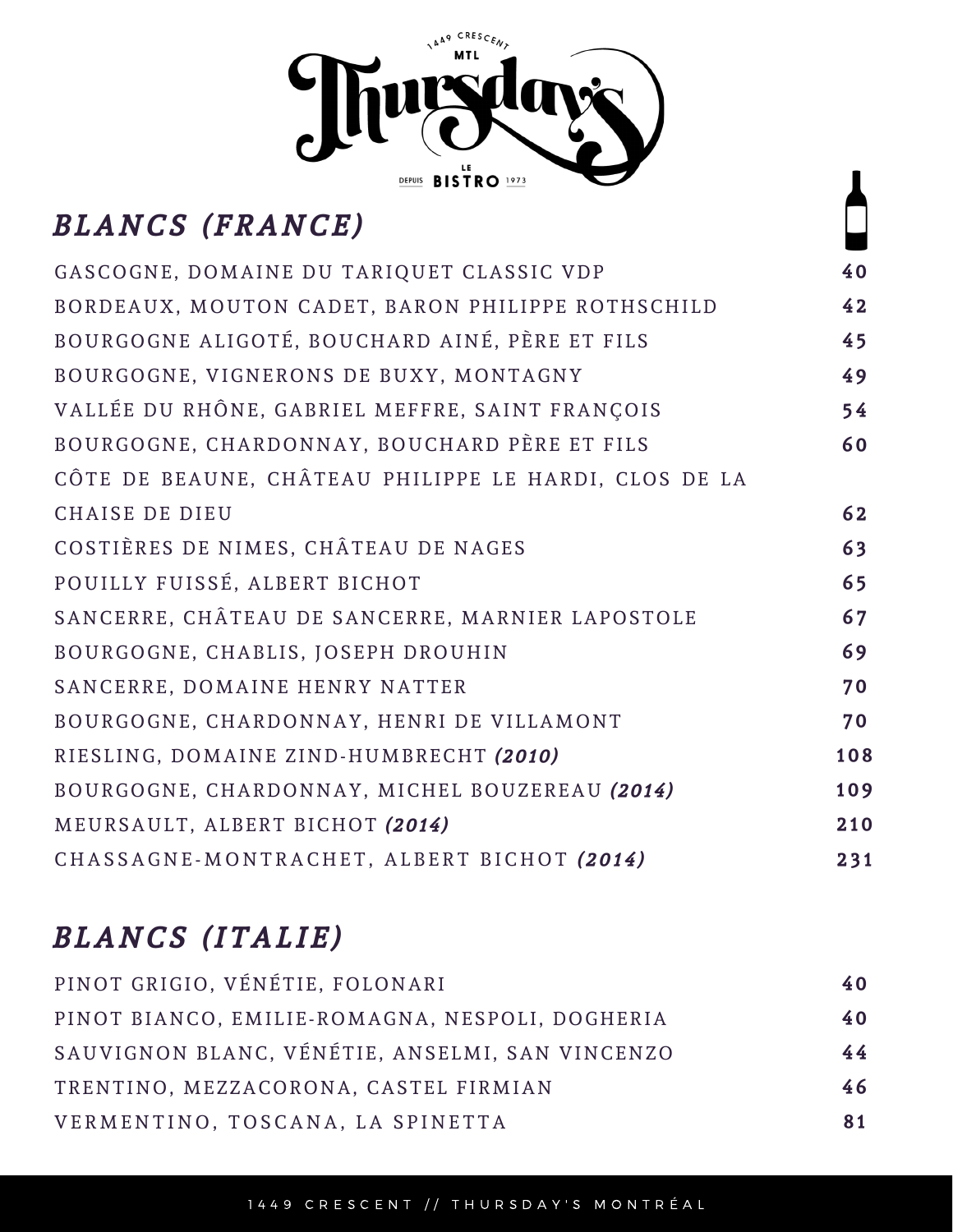## *BLANCS (FRANCE)*

| | |
|---|---|
| GASCOGNE, DOMAINE DU TARIQUET CLASSIC VDP | 40 |
| BORDEAUX, MOUTON CADET, BARON PHILIPPE ROTHSCHILD | 42 |
| BOURGOGNE ALIGOTÉ, BOUCHARD AINÉ, PÈRE ET FILS | 45 |
| BOURGOGNE, VIGNERONS DE BUXY, MONTAGNY | 49 |
| VALLÉE DU RHÔNE, GABRIEL MEFFRE, SAINT FRANÇOIS | 54 |
| BOURGOGNE, CHARDONNAY, BOUCHARD PÈRE ET FILS | 60 |
| CÔTE DE BEAUNE, CHÂTEAU PHILIPPE LE HARDI, CLOS DE LA CHAISE DE DIEU | 62 |
| COSTIÈRES DE NIMES, CHÂTEAU DE NAGES | 63 |
| POUILLY FUISSÉ, ALBERT BICHOT | 65 |
| SANCERRE, CHÂTEAU DE SANCERRE, MARNIER LAPOSTOLE | 67 |
| BOURGOGNE, CHABLIS, JOSEPH DROUHIN | 69 |
| SANCERRE, DOMAINE HENRY NATTER | 70 |
| BOURGOGNE, CHARDONNAY, HENRI DE VILLAMONT | 70 |
| RIESLING, DOMAINE ZIND-HUMBRECHT ***(2010)*** | 108 |
| BOURGOGNE, CHARDONNAY, MICHEL BOUZEREAU ***(2014)*** | 109 |
| MEURSAULT, ALBERT BICHOT ***(2014)*** | 210 |
| CHASSAGNE-MONTRACHET, ALBERT BICHOT ***(2014)*** | 231 |

## *BLANCS (ITALIE)*

| | |
|---|---|
| PINOT GRIGIO, VÉNÉTIE, FOLONARI | 40 |
| PINOT BIANCO, EMILIE-ROMAGNA, NESPOLI, DOGHERIA | 40 |
| SAUVIGNON BLANC, VÉNÉTIE, ANSELMI, SAN VINCENZO | 44 |
| TRENTINO, MEZZACORONA, CASTEL FIRMIAN | 46 |
| VERMENTINO, TOSCANA, LA SPINETTA | 81 |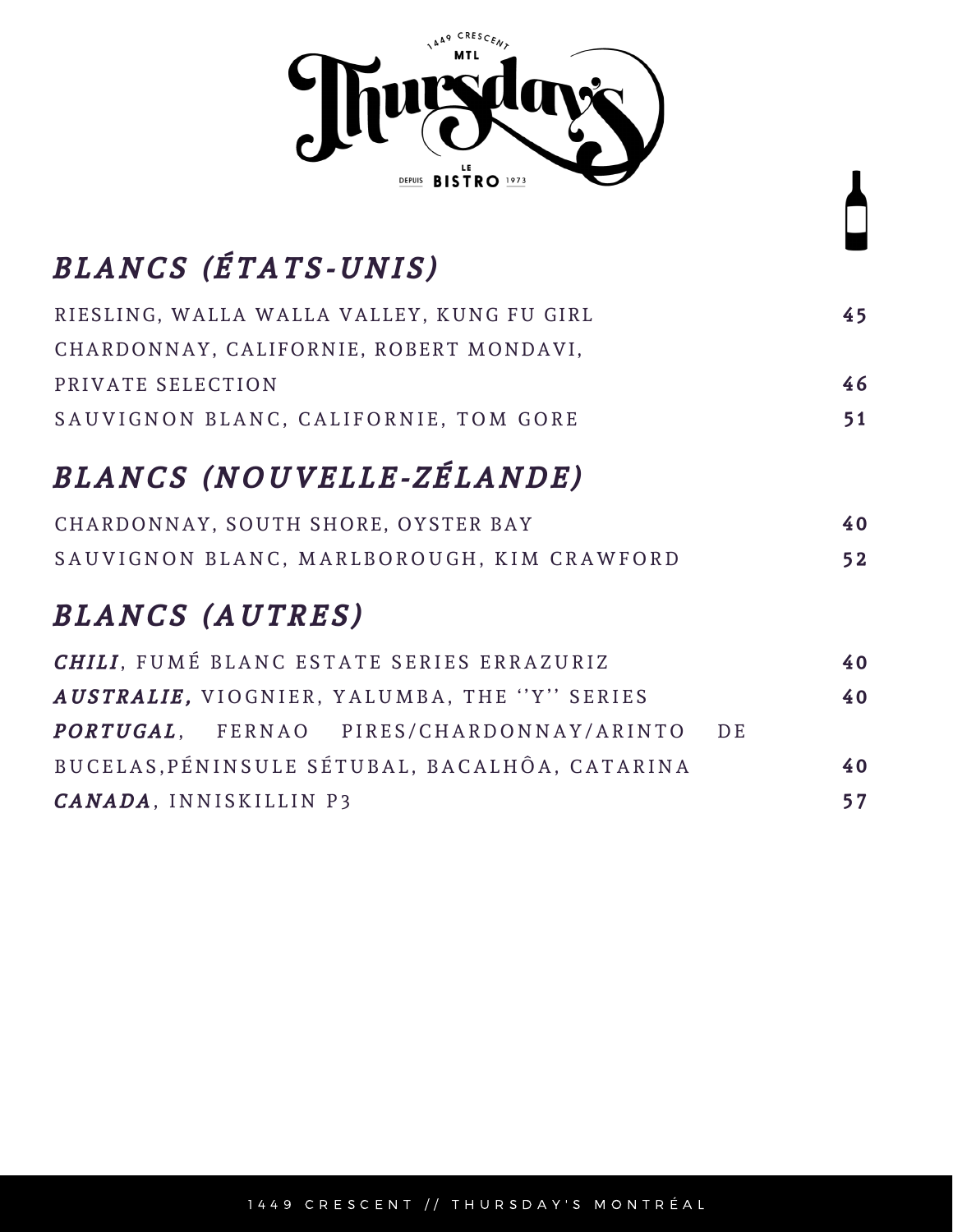## BLANCS (ÉTATS-UNIS)

| | |
|---|---|
| RIESLING, WALLA WALLA VALLEY, KUNG FU GIRL | **45** |
| CHARDONNAY, CALIFORNIE, ROBERT MONDAVI, PRIVATE SELECTION | **46** |
| SAUVIGNON BLANC, CALIFORNIE, TOM GORE | **51** |

## BLANCS (NOUVELLE-ZÉLANDE)

| | |
|---|---|
| CHARDONNAY, SOUTH SHORE, OYSTER BAY | **40** |
| SAUVIGNON BLANC, MARLBOROUGH, KIM CRAWFORD | **52** |

## BLANCS (AUTRES)

| | |
|---|---|
| ***CHILI***, FUMÉ BLANC ESTATE SERIES ERRAZURIZ | **40** |
| ***AUSTRALIE,*** VIOGNIER, YALUMBA, THE ''Y'' SERIES | **40** |
| ***PORTUGAL***, FERNAO PIRES/CHARDONNAY/ARINTO DE BUCELAS,PÉNINSULE SÉTUBAL, BACALHÔA, CATARINA | **40** |
| ***CANADA***, INNISKILLIN P3 | **57** |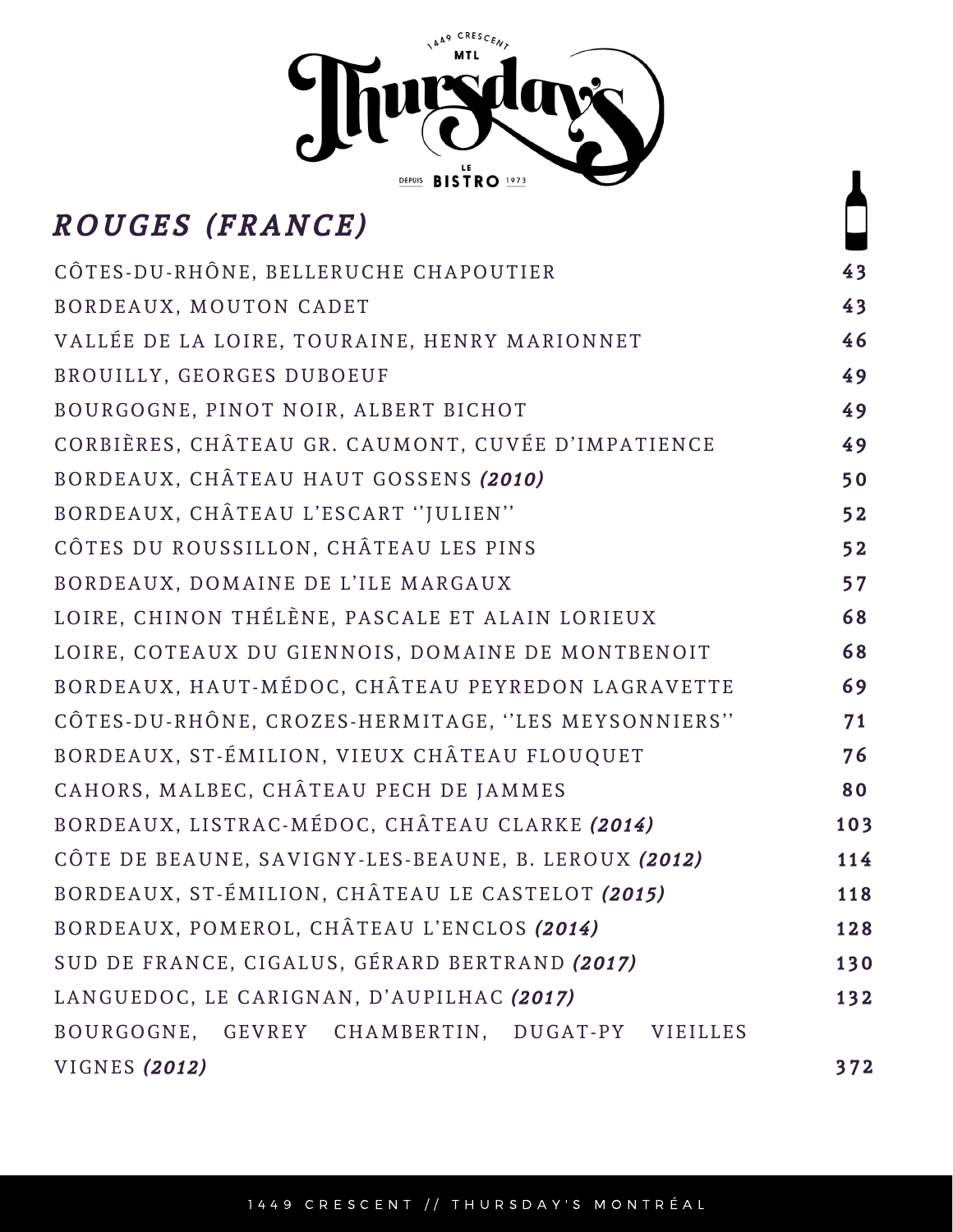# ROUGES (FRANCE)

| | |
|---|---|
| CÔTES-DU-RHÔNE, BELLERUCHE CHAPOUTIER | 43 |
| BORDEAUX, MOUTON CADET | 43 |
| VALLÉE DE LA LOIRE, TOURAINE, HENRY MARIONNET | 46 |
| BROUILLY, GEORGES DUBOEUF | 49 |
| BOURGOGNE, PINOT NOIR, ALBERT BICHOT | 49 |
| CORBIÈRES, CHÂTEAU GR. CAUMONT, CUVÉE D'IMPATIENCE | 49 |
| BORDEAUX, CHÂTEAU HAUT GOSSENS ***(2010)*** | 50 |
| BORDEAUX, CHÂTEAU L'ESCART ''JULIEN'' | 52 |
| CÔTES DU ROUSSILLON, CHÂTEAU LES PINS | 52 |
| BORDEAUX, DOMAINE DE L'ILE MARGAUX | 57 |
| LOIRE, CHINON THÉLÈNE, PASCALE ET ALAIN LORIEUX | 68 |
| LOIRE, COTEAUX DU GIENNOIS, DOMAINE DE MONTBENOIT | 68 |
| BORDEAUX, HAUT-MÉDOC, CHÂTEAU PEYREDON LAGRAVETTE | 69 |
| CÔTES-DU-RHÔNE, CROZES-HERMITAGE, ''LES MEYSONNIERS'' | 71 |
| BORDEAUX, ST-ÉMILION, VIEUX CHÂTEAU FLOUQUET | 76 |
| CAHORS, MALBEC, CHÂTEAU PECH DE JAMMES | 80 |
| BORDEAUX, LISTRAC-MÉDOC, CHÂTEAU CLARKE ***(2014)*** | 103 |
| CÔTE DE BEAUNE, SAVIGNY-LES-BEAUNE, B. LEROUX ***(2012)*** | 114 |
| BORDEAUX, ST-ÉMILION, CHÂTEAU LE CASTELOT ***(2015)*** | 118 |
| BORDEAUX, POMEROL, CHÂTEAU L'ENCLOS ***(2014)*** | 128 |
| SUD DE FRANCE, CIGALUS, GÉRARD BERTRAND ***(2017)*** | 130 |
| LANGUEDOC, LE CARIGNAN, D'AUPILHAC ***(2017)*** | 132 |
| BOURGOGNE, GEVREY CHAMBERTIN, DUGAT-PY VIEILLES VIGNES ***(2012)*** | 372 |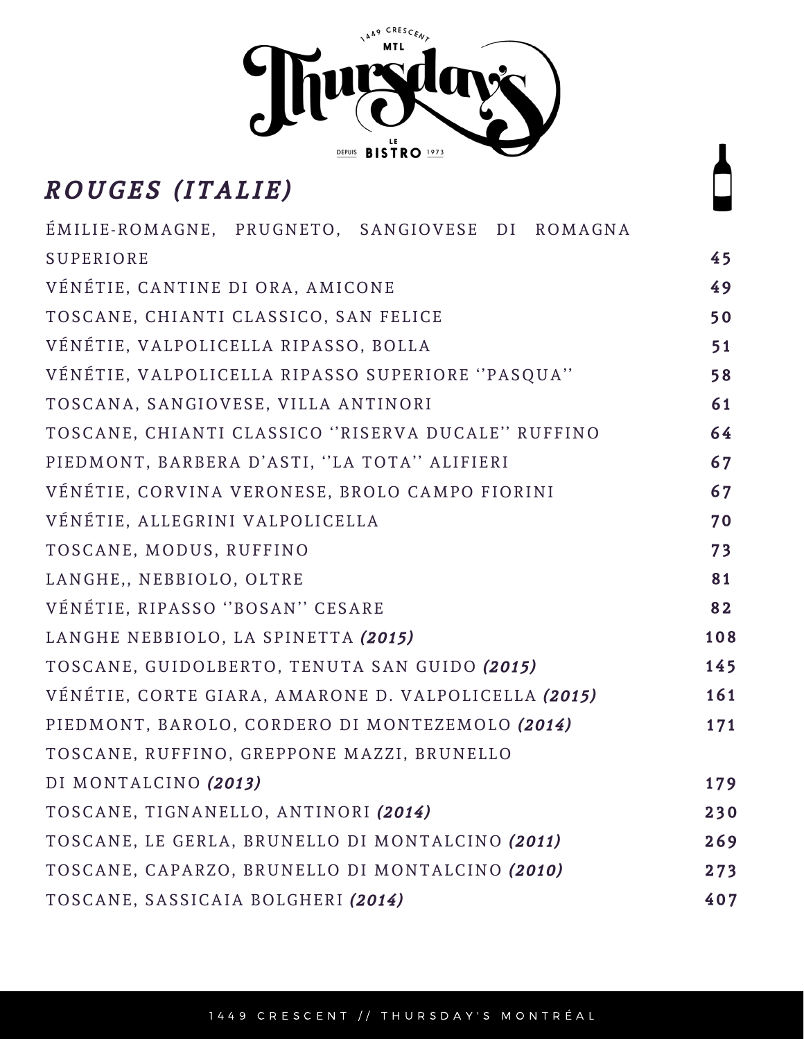## *ROUGES (ITALIE)*

| Vin | Prix |
|---|---|
| ÉMILIE-ROMAGNE, PRUGNETO, SANGIOVESE DI ROMAGNA SUPERIORE | 45 |
| VÉNÉTIE, CANTINE DI ORA, AMICONE | 49 |
| TOSCANE, CHIANTI CLASSICO, SAN FELICE | 50 |
| VÉNÉTIE, VALPOLICELLA RIPASSO, BOLLA | 51 |
| VÉNÉTIE, VALPOLICELLA RIPASSO SUPERIORE ''PASQUA'' | 58 |
| TOSCANA, SANGIOVESE, VILLA ANTINORI | 61 |
| TOSCANE, CHIANTI CLASSICO ''RISERVA DUCALE'' RUFFINO | 64 |
| PIEDMONT, BARBERA D'ASTI, ''LA TOTA'' ALIFIERI | 67 |
| VÉNÉTIE, CORVINA VERONESE, BROLO CAMPO FIORINI | 67 |
| VÉNÉTIE, ALLEGRINI VALPOLICELLA | 70 |
| TOSCANE, MODUS, RUFFINO | 73 |
| LANGHE,, NEBBIOLO, OLTRE | 81 |
| VÉNÉTIE, RIPASSO ''BOSAN'' CESARE | 82 |
| LANGHE NEBBIOLO, LA SPINETTA ***(2015)*** | 108 |
| TOSCANE, GUIDOLBERTO, TENUTA SAN GUIDO ***(2015)*** | 145 |
| VÉNÉTIE, CORTE GIARA, AMARONE D. VALPOLICELLA ***(2015)*** | 161 |
| PIEDMONT, BAROLO, CORDERO DI MONTEZEMOLO ***(2014)*** | 171 |
| TOSCANE, RUFFINO, GREPPONE MAZZI, BRUNELLO DI MONTALCINO ***(2013)*** | 179 |
| TOSCANE, TIGNANELLO, ANTINORI ***(2014)*** | 230 |
| TOSCANE, LE GERLA, BRUNELLO DI MONTALCINO ***(2011)*** | 269 |
| TOSCANE, CAPARZO, BRUNELLO DI MONTALCINO ***(2010)*** | 273 |
| TOSCANE, SASSICAIA BOLGHERI ***(2014)*** | 407 |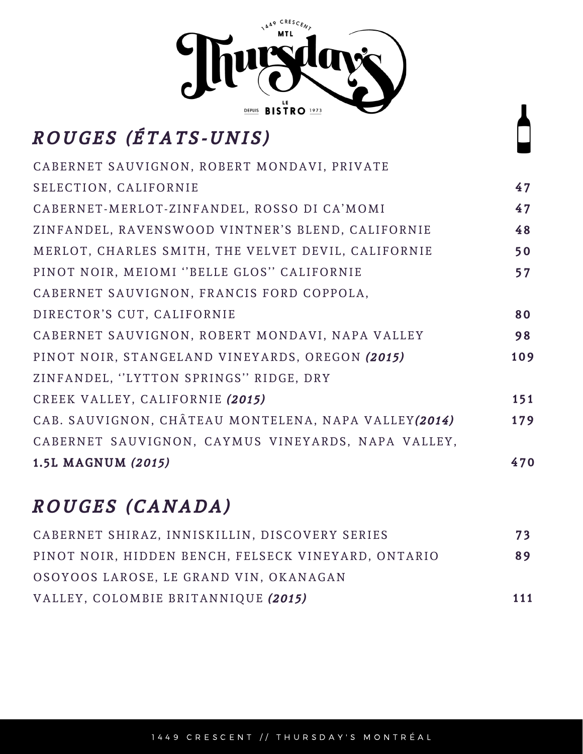## *ROUGES (ÉTATS-UNIS)*

| | |
|---|---|
| CABERNET SAUVIGNON, ROBERT MONDAVI, PRIVATE SELECTION, CALIFORNIE | 47 |
| CABERNET-MERLOT-ZINFANDEL, ROSSO DI CA'MOMI | 47 |
| ZINFANDEL, RAVENSWOOD VINTNER'S BLEND, CALIFORNIE | 48 |
| MERLOT, CHARLES SMITH, THE VELVET DEVIL, CALIFORNIE | 50 |
| PINOT NOIR, MEIOMI ''BELLE GLOS'' CALIFORNIE | 57 |
| CABERNET SAUVIGNON, FRANCIS FORD COPPOLA, DIRECTOR'S CUT, CALIFORNIE | 80 |
| CABERNET SAUVIGNON, ROBERT MONDAVI, NAPA VALLEY | 98 |
| PINOT NOIR, STANGELAND VINEYARDS, OREGON ***(2015)*** | 109 |
| ZINFANDEL, ''LYTTON SPRINGS'' RIDGE, DRY CREEK VALLEY, CALIFORNIE ***(2015)*** | 151 |
| CAB. SAUVIGNON, CHÂTEAU MONTELENA, NAPA VALLEY***(2014)*** | 179 |
| CABERNET SAUVIGNON, CAYMUS VINEYARDS, NAPA VALLEY, **1.5L MAGNUM** ***(2015)*** | 470 |

## *ROUGES (CANADA)*

| | |
|---|---|
| CABERNET SHIRAZ, INNISKILLIN, DISCOVERY SERIES | 73 |
| PINOT NOIR, HIDDEN BENCH, FELSECK VINEYARD, ONTARIO | 89 |
| OSOYOOS LAROSE, LE GRAND VIN, OKANAGAN VALLEY, COLOMBIE BRITANNIQUE ***(2015)*** | 111 |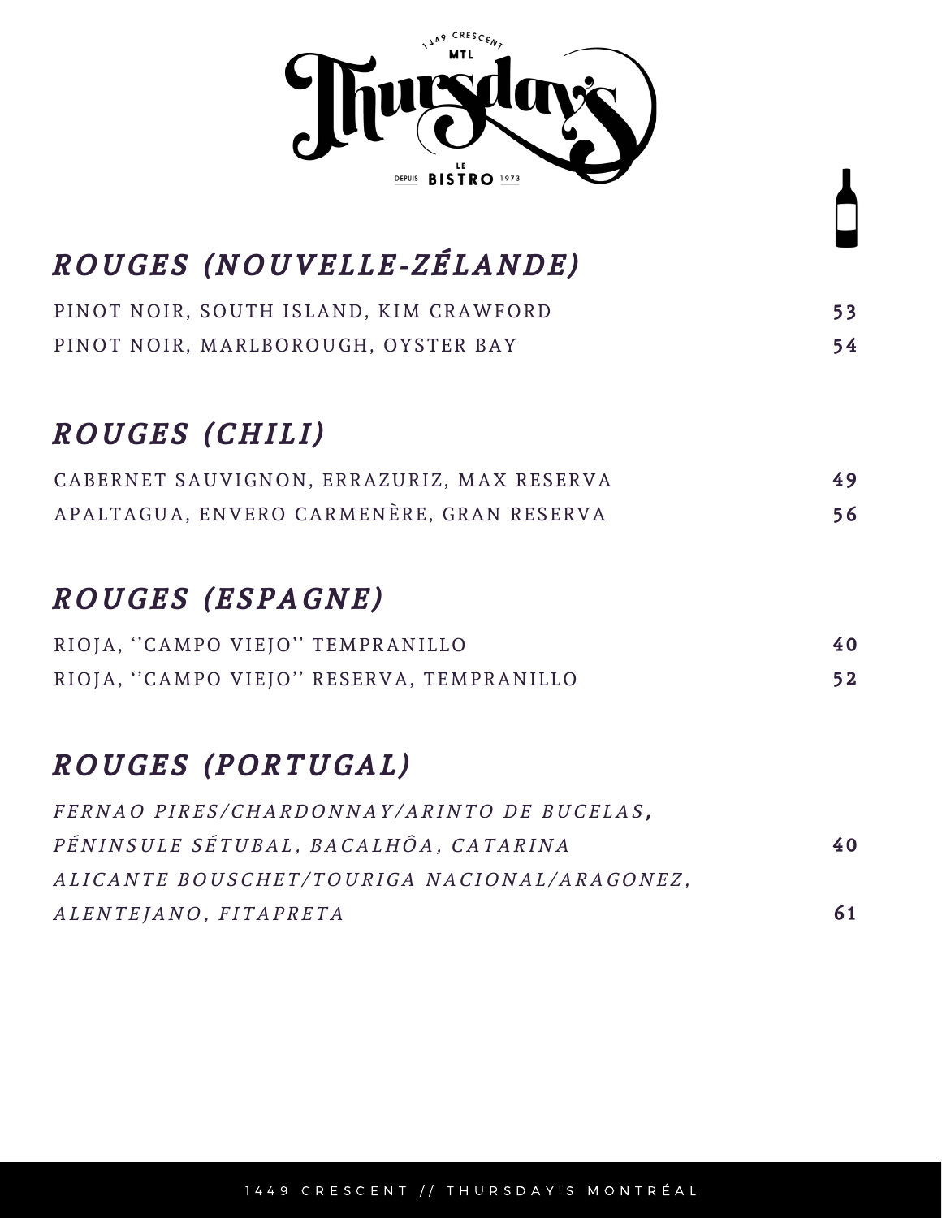## *ROUGES (NOUVELLE-ZÉLANDE)*

| | |
|---|---|
| PINOT NOIR, SOUTH ISLAND, KIM CRAWFORD | **53** |
| PINOT NOIR, MARLBOROUGH, OYSTER BAY | **54** |

## *ROUGES (CHILI)*

| | |
|---|---|
| CABERNET SAUVIGNON, ERRAZURIZ, MAX RESERVA | **49** |
| APALTAGUA, ENVERO CARMENÈRE, GRAN RESERVA | **56** |

## *ROUGES (ESPAGNE)*

| | |
|---|---|
| RIOJA, ''CAMPO VIEJO'' TEMPRANILLO | **40** |
| RIOJA, ''CAMPO VIEJO'' RESERVA, TEMPRANILLO | **52** |

## *ROUGES (PORTUGAL)*

| | |
|---|---|
| *FERNAO PIRES/CHARDONNAY/ARINTO DE BUCELAS, PÉNINSULE SÉTUBAL, BACALHÔA, CATARINA* | **40** |
| *ALICANTE BOUSCHET/TOURIGA NACIONAL/ARAGONEZ, ALENTEJANO, FITAPRETA* | **61** |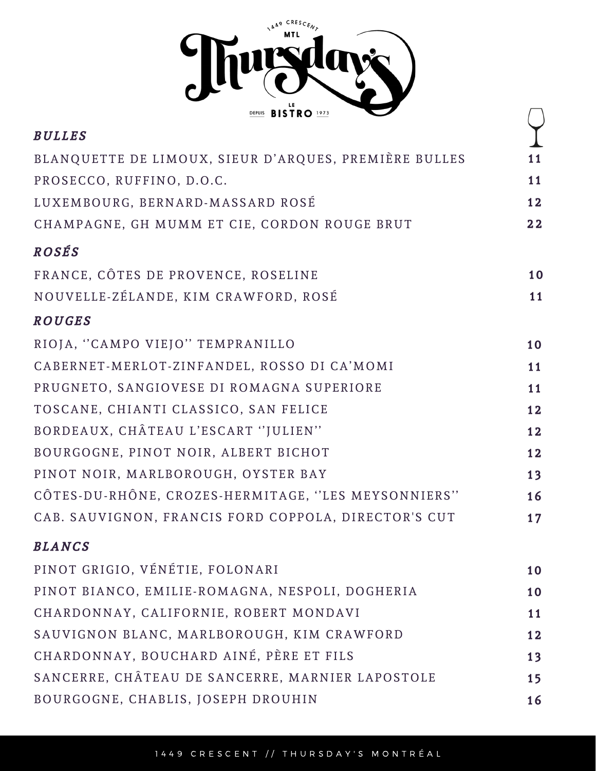1449 CRESCENT MTL

# Thursday's

LE BISTRO DEPUIS 1973

## *BULLES*

| | |
|---|---|
| BLANQUETTE DE LIMOUX, SIEUR D'ARQUES, PREMIÈRE BULLES | 11 |
| PROSECCO, RUFFINO, D.O.C. | 11 |
| LUXEMBOURG, BERNARD-MASSARD ROSÉ | 12 |
| CHAMPAGNE, GH MUMM ET CIE, CORDON ROUGE BRUT | 22 |

## *ROSÉS*

| | |
|---|---|
| FRANCE, CÔTES DE PROVENCE, ROSELINE | 10 |
| NOUVELLE-ZÉLANDE, KIM CRAWFORD, ROSÉ | 11 |

## *ROUGES*

| | |
|---|---|
| RIOJA, ''CAMPO VIEJO'' TEMPRANILLO | 10 |
| CABERNET-MERLOT-ZINFANDEL, ROSSO DI CA'MOMI | 11 |
| PRUGNETO, SANGIOVESE DI ROMAGNA SUPERIORE | 11 |
| TOSCANE, CHIANTI CLASSICO, SAN FELICE | 12 |
| BORDEAUX, CHÂTEAU L'ESCART ''JULIEN'' | 12 |
| BOURGOGNE, PINOT NOIR, ALBERT BICHOT | 12 |
| PINOT NOIR, MARLBOROUGH, OYSTER BAY | 13 |
| CÔTES-DU-RHÔNE, CROZES-HERMITAGE, ''LES MEYSONNIERS'' | 16 |
| CAB. SAUVIGNON, FRANCIS FORD COPPOLA, DIRECTOR'S CUT | 17 |

## *BLANCS*

| | |
|---|---|
| PINOT GRIGIO, VÉNÉTIE, FOLONARI | 10 |
| PINOT BIANCO, EMILIE-ROMAGNA, NESPOLI, DOGHERIA | 10 |
| CHARDONNAY, CALIFORNIE, ROBERT MONDAVI | 11 |
| SAUVIGNON BLANC, MARLBOROUGH, KIM CRAWFORD | 12 |
| CHARDONNAY, BOUCHARD AINÉ, PÈRE ET FILS | 13 |
| SANCERRE, CHÂTEAU DE SANCERRE, MARNIER LAPOSTOLE | 15 |
| BOURGOGNE, CHABLIS, JOSEPH DROUHIN | 16 |

1449 CRESCENT // THURSDAY'S MONTRÉAL